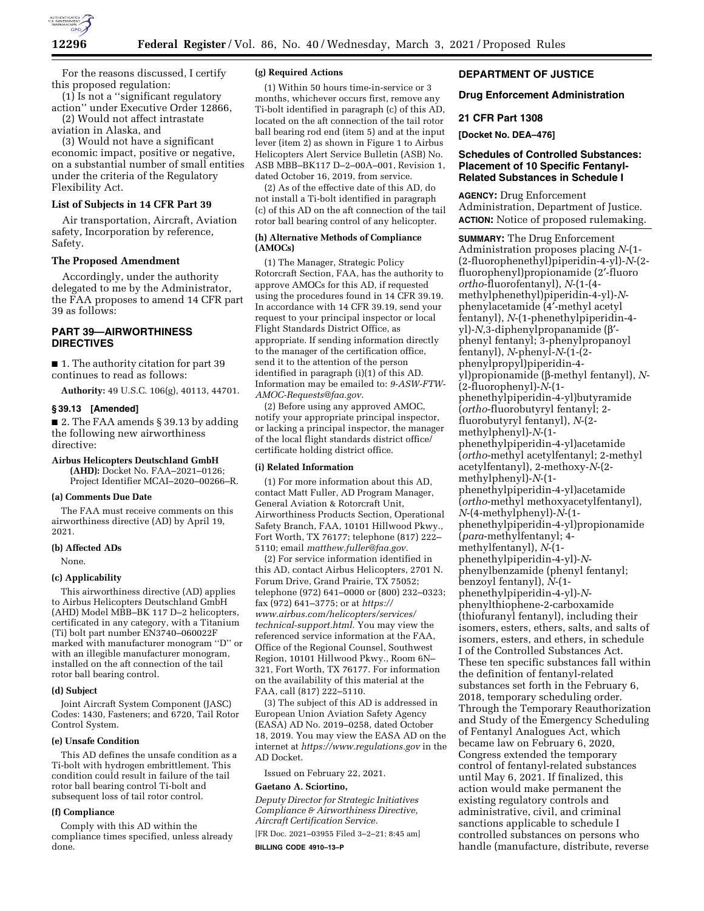For the reasons discussed, I certify this proposed regulation:

(1) Is not a "significant regulatory action" under Executive Order 12866,

(2) Would not affect intrastate aviation in Alaska, and

(3) Would not have a significant economic impact, positive or negative, on a substantial number of small entities under the criteria of the Regulatory Flexibility Act.

### List of Subjects in 14 CFR Part 39

Air transportation, Aircraft, Aviation safety, Incorporation by reference, Safety.

### The Proposed Amendment

Accordingly, under the authority delegated to me by the Administrator, the FAA proposes to amend 14 CFR part 39 as follows:

## PART 39—AIRWORTHINESS DIRECTIVES

■ 1. The authority citation for part 39 continues to read as follows:

**Authority:** 49 U.S.C. 106(g), 40113, 44701.

### § 39.13 [Amended]

■ 2. The FAA amends § 39.13 by adding the following new airworthiness directive:

**Airbus Helicopters Deutschland GmbH (AHD):** Docket No. FAA–2021–0126; Project Identifier MCAI–2020–00266–R.

#### (a) Comments Due Date

The FAA must receive comments on this airworthiness directive (AD) by April 19, 2021.

#### (b) Affected ADs

None.

#### (c) Applicability

This airworthiness directive (AD) applies to Airbus Helicopters Deutschland GmbH (AHD) Model MBB–BK 117 D–2 helicopters, certificated in any category, with a Titanium (Ti) bolt part number EN3740–060022F marked with manufacturer monogram "D" or with an illegible manufacturer monogram, installed on the aft connection of the tail rotor ball bearing control.

#### (d) Subject

Joint Aircraft System Component (JASC) Codes: 1430, Fasteners; and 6720, Tail Rotor Control System.

#### (e) Unsafe Condition

This AD defines the unsafe condition as a Ti-bolt with hydrogen embrittlement. This condition could result in failure of the tail rotor ball bearing control Ti-bolt and subsequent loss of tail rotor control.

#### (f) Compliance

Comply with this AD within the compliance times specified, unless already done.

#### (g) Required Actions

(1) Within 50 hours time-in-service or 3 months, whichever occurs first, remove any Ti-bolt identified in paragraph (c) of this AD, located on the aft connection of the tail rotor ball bearing rod end (item 5) and at the input lever (item 2) as shown in Figure 1 to Airbus Helicopters Alert Service Bulletin (ASB) No. ASB MBB–BK117 D–2–00A–001, Revision 1, dated October 16, 2019, from service.

(2) As of the effective date of this AD, do not install a Ti-bolt identified in paragraph (c) of this AD on the aft connection of the tail rotor ball bearing control of any helicopter.

#### (h) Alternative Methods of Compliance (AMOCs)

(1) The Manager, Strategic Policy Rotorcraft Section, FAA, has the authority to approve AMOCs for this AD, if requested using the procedures found in 14 CFR 39.19. In accordance with 14 CFR 39.19, send your request to your principal inspector or local Flight Standards District Office, as appropriate. If sending information directly to the manager of the certification office, send it to the attention of the person identified in paragraph (i)(1) of this AD. Information may be emailed to: *9-ASW-FTW-AMOC-Requests@faa.gov.*

(2) Before using any approved AMOC, notify your appropriate principal inspector, or lacking a principal inspector, the manager of the local flight standards district office/certificate holding district office.

#### (i) Related Information

(1) For more information about this AD, contact Matt Fuller, AD Program Manager, General Aviation & Rotorcraft Unit, Airworthiness Products Section, Operational Safety Branch, FAA, 10101 Hillwood Pkwy., Fort Worth, TX 76177; telephone (817) 222–5110; email *matthew.fuller@faa.gov.*

(2) For service information identified in this AD, contact Airbus Helicopters, 2701 N. Forum Drive, Grand Prairie, TX 75052; telephone (972) 641–0000 or (800) 232–0323; fax (972) 641–3775; or at *https://www.airbus.com/helicopters/services/technical-support.html.* You may view the referenced service information at the FAA, Office of the Regional Counsel, Southwest Region, 10101 Hillwood Pkwy., Room 6N–321, Fort Worth, TX 76177. For information on the availability of this material at the FAA, call (817) 222–5110.

(3) The subject of this AD is addressed in European Union Aviation Safety Agency (EASA) AD No. 2019–0258, dated October 18, 2019. You may view the EASA AD on the internet at *https://www.regulations.gov* in the AD Docket.

Issued on February 22, 2021.

**Gaetano A. Sciortino,**

*Deputy Director for Strategic Initiatives Compliance & Airworthiness Directive, Aircraft Certification Service.*

[FR Doc. 2021–03955 Filed 3–2–21; 8:45 am]

**BILLING CODE 4910–13–P**

## DEPARTMENT OF JUSTICE

## Drug Enforcement Administration

## 21 CFR Part 1308

**[Docket No. DEA–476]**

## Schedules of Controlled Substances: Placement of 10 Specific Fentanyl-Related Substances in Schedule I

**AGENCY:** Drug Enforcement Administration, Department of Justice.

**ACTION:** Notice of proposed rulemaking.

**SUMMARY:** The Drug Enforcement Administration proposes placing *N*-(1-(2-fluorophenethyl)piperidin-4-yl)-*N*-(2-fluorophenyl)propionamide (2′-fluoro *ortho*-fluorofentanyl), *N*-(1-(4-methylphenethyl)piperidin-4-yl)-*N*-phenylacetamide (4′-methyl acetyl fentanyl), *N*-(1-phenethylpiperidin-4-yl)-*N*,3-diphenylpropanamide (β′-phenyl fentanyl; 3-phenylpropanoyl fentanyl), *N*-phenyl-*N*-(1-(2-phenylpropyl)piperidin-4-yl)propionamide (β-methyl fentanyl), *N*-(2-fluorophenyl)-*N*-(1-phenethylpiperidin-4-yl)butyramide (*ortho*-fluorobutyryl fentanyl; 2-fluorobutyryl fentanyl), *N*-(2-methylphenyl)-*N*-(1-phenethylpiperidin-4-yl)acetamide (*ortho*-methyl acetylfentanyl; 2-methyl acetylfentanyl), 2-methoxy-*N*-(2-methylphenyl)-*N*-(1-phenethylpiperidin-4-yl)acetamide (*ortho*-methyl methoxyacetylfentanyl), *N*-(4-methylphenyl)-*N*-(1-phenethylpiperidin-4-yl)propionamide (*para*-methylfentanyl; 4-methylfentanyl), *N*-(1-phenethylpiperidin-4-yl)-*N*-phenylbenzamide (phenyl fentanyl; benzoyl fentanyl), *N*-(1-phenethylpiperidin-4-yl)-*N*-phenylthiophene-2-carboxamide (thiofuranyl fentanyl), including their isomers, esters, ethers, salts, and salts of isomers, esters, and ethers, in schedule I of the Controlled Substances Act. These ten specific substances fall within the definition of fentanyl-related substances set forth in the February 6, 2018, temporary scheduling order. Through the Temporary Reauthorization and Study of the Emergency Scheduling of Fentanyl Analogues Act, which became law on February 6, 2020, Congress extended the temporary control of fentanyl-related substances until May 6, 2021. If finalized, this action would make permanent the existing regulatory controls and administrative, civil, and criminal sanctions applicable to schedule I controlled substances on persons who handle (manufacture, distribute, reverse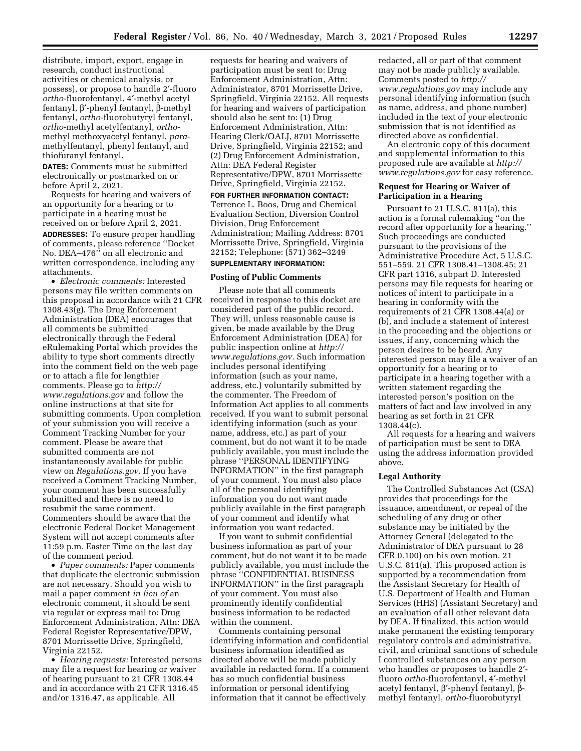distribute, import, export, engage in research, conduct instructional activities or chemical analysis, or possess), or propose to handle 2′-fluoro *ortho*-fluorofentanyl, 4′-methyl acetyl fentanyl, β′-phenyl fentanyl, β-methyl fentanyl, *ortho*-fluorobutyryl fentanyl, *ortho*-methyl acetylfentanyl, *ortho*-methyl methoxyacetyl fentanyl, *para*-methylfentanyl, phenyl fentanyl, and thiofuranyl fentanyl.

**DATES:** Comments must be submitted electronically or postmarked on or before April 2, 2021.

Requests for hearing and waivers of an opportunity for a hearing or to participate in a hearing must be received on or before April 2, 2021.

**ADDRESSES:** To ensure proper handling of comments, please reference "Docket No. DEA–476" on all electronic and written correspondence, including any attachments.

- *Electronic comments:* Interested persons may file written comments on this proposal in accordance with 21 CFR 1308.43(g). The Drug Enforcement Administration (DEA) encourages that all comments be submitted electronically through the Federal eRulemaking Portal which provides the ability to type short comments directly into the comment field on the web page or to attach a file for lengthier comments. Please go to *http://www.regulations.gov* and follow the online instructions at that site for submitting comments. Upon completion of your submission you will receive a Comment Tracking Number for your comment. Please be aware that submitted comments are not instantaneously available for public view on *Regulations.gov*. If you have received a Comment Tracking Number, your comment has been successfully submitted and there is no need to resubmit the same comment. Commenters should be aware that the electronic Federal Docket Management System will not accept comments after 11:59 p.m. Easter Time on the last day of the comment period.
- *Paper comments:* Paper comments that duplicate the electronic submission are not necessary. Should you wish to mail a paper comment *in lieu of* an electronic comment, it should be sent via regular or express mail to: Drug Enforcement Administration, Attn: DEA Federal Register Representative/DPW, 8701 Morrissette Drive, Springfield, Virginia 22152.
- *Hearing requests:* Interested persons may file a request for hearing or waiver of hearing pursuant to 21 CFR 1308.44 and in accordance with 21 CFR 1316.45 and/or 1316.47, as applicable. All requests for hearing and waivers of participation must be sent to: Drug Enforcement Administration, Attn: Administrator, 8701 Morrissette Drive, Springfield, Virginia 22152. All requests for hearing and waivers of participation should also be sent to: (1) Drug Enforcement Administration, Attn: Hearing Clerk/OALJ, 8701 Morrissette Drive, Springfield, Virginia 22152; and (2) Drug Enforcement Administration, Attn: DEA Federal Register Representative/DPW, 8701 Morrissette Drive, Springfield, Virginia 22152.

**FOR FURTHER INFORMATION CONTACT:** Terrence L. Boos, Drug and Chemical Evaluation Section, Diversion Control Division, Drug Enforcement Administration; Mailing Address: 8701 Morrissette Drive, Springfield, Virginia 22152; Telephone: (571) 362–3249

**SUPPLEMENTARY INFORMATION:**

## Posting of Public Comments

Please note that all comments received in response to this docket are considered part of the public record. They will, unless reasonable cause is given, be made available by the Drug Enforcement Administration (DEA) for public inspection online at *http://www.regulations.gov*. Such information includes personal identifying information (such as your name, address, etc.) voluntarily submitted by the commenter. The Freedom of Information Act applies to all comments received. If you want to submit personal identifying information (such as your name, address, etc.) as part of your comment, but do not want it to be made publicly available, you must include the phrase "PERSONAL IDENTIFYING INFORMATION" in the first paragraph of your comment. You must also place all of the personal identifying information you do not want made publicly available in the first paragraph of your comment and identify what information you want redacted.

If you want to submit confidential business information as part of your comment, but do not want it to be made publicly available, you must include the phrase "CONFIDENTIAL BUSINESS INFORMATION" in the first paragraph of your comment. You must also prominently identify confidential business information to be redacted within the comment.

Comments containing personal identifying information and confidential business information identified as directed above will be made publicly available in redacted form. If a comment has so much confidential business information or personal identifying information that it cannot be effectively redacted, all or part of that comment may not be made publicly available. Comments posted to *http://www.regulations.gov* may include any personal identifying information (such as name, address, and phone number) included in the text of your electronic submission that is not identified as directed above as confidential.

An electronic copy of this document and supplemental information to this proposed rule are available at *http://www.regulations.gov* for easy reference.

## Request for Hearing or Waiver of Participation in a Hearing

Pursuant to 21 U.S.C. 811(a), this action is a formal rulemaking "on the record after opportunity for a hearing." Such proceedings are conducted pursuant to the provisions of the Administrative Procedure Act, 5 U.S.C. 551–559. 21 CFR 1308.41–1308.45; 21 CFR part 1316, subpart D. Interested persons may file requests for hearing or notices of intent to participate in a hearing in conformity with the requirements of 21 CFR 1308.44(a) or (b), and include a statement of interest in the proceeding and the objections or issues, if any, concerning which the person desires to be heard. Any interested person may file a waiver of an opportunity for a hearing or to participate in a hearing together with a written statement regarding the interested person's position on the matters of fact and law involved in any hearing as set forth in 21 CFR 1308.44(c).

All requests for a hearing and waivers of participation must be sent to DEA using the address information provided above.

## Legal Authority

The Controlled Substances Act (CSA) provides that proceedings for the issuance, amendment, or repeal of the scheduling of any drug or other substance may be initiated by the Attorney General (delegated to the Administrator of DEA pursuant to 28 CFR 0.100) on his own motion. 21 U.S.C. 811(a). This proposed action is supported by a recommendation from the Assistant Secretary for Health of U.S. Department of Health and Human Services (HHS) (Assistant Secretary) and an evaluation of all other relevant data by DEA. If finalized, this action would make permanent the existing temporary regulatory controls and administrative, civil, and criminal sanctions of schedule I controlled substances on any person who handles or proposes to handle 2′-fluoro *ortho*-fluorofentanyl, 4′-methyl acetyl fentanyl, β′-phenyl fentanyl, β-methyl fentanyl, *ortho*-fluorobutyryl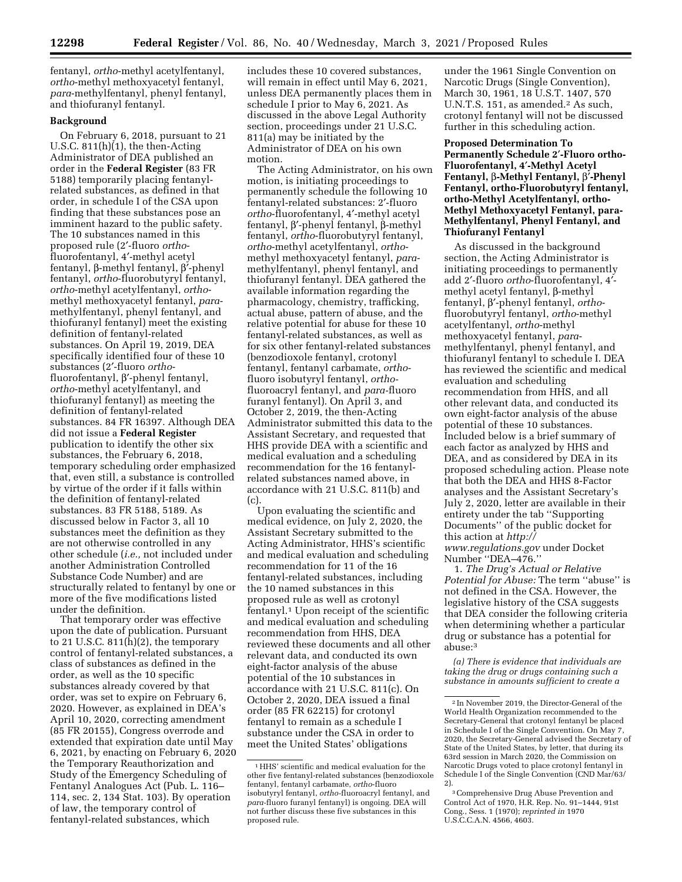fentanyl, *ortho*-methyl acetylfentanyl, *ortho*-methyl methoxyacetyl fentanyl, *para*-methylfentanyl, phenyl fentanyl, and thiofuranyl fentanyl.

## Background

On February 6, 2018, pursuant to 21 U.S.C. 811(h)(1), the then-Acting Administrator of DEA published an order in the **Federal Register** (83 FR 5188) temporarily placing fentanyl-related substances, as defined in that order, in schedule I of the CSA upon finding that these substances pose an imminent hazard to the public safety. The 10 substances named in this proposed rule (2′-fluoro *ortho*-fluorofentanyl, 4′-methyl acetyl fentanyl, β-methyl fentanyl, β′-phenyl fentanyl, *ortho*-fluorobutyryl fentanyl, *ortho*-methyl acetylfentanyl, *ortho*-methyl methoxyacetyl fentanyl, *para*-methylfentanyl, phenyl fentanyl, and thiofuranyl fentanyl) meet the existing definition of fentanyl-related substances. On April 19, 2019, DEA specifically identified four of these 10 substances (2′-fluoro *ortho*-fluorofentanyl, β′-phenyl fentanyl, *ortho*-methyl acetylfentanyl, and thiofuranyl fentanyl) as meeting the definition of fentanyl-related substances. 84 FR 16397. Although DEA did not issue a **Federal Register** publication to identify the other six substances, the February 6, 2018, temporary scheduling order emphasized that, even still, a substance is controlled by virtue of the order if it falls within the definition of fentanyl-related substances. 83 FR 5188, 5189. As discussed below in Factor 3, all 10 substances meet the definition as they are not otherwise controlled in any other schedule (*i.e.,* not included under another Administration Controlled Substance Code Number) and are structurally related to fentanyl by one or more of the five modifications listed under the definition.

That temporary order was effective upon the date of publication. Pursuant to 21 U.S.C. 811(h)(2), the temporary control of fentanyl-related substances, a class of substances as defined in the order, as well as the 10 specific substances already covered by that order, was set to expire on February 6, 2020. However, as explained in DEA's April 10, 2020, correcting amendment (85 FR 20155), Congress overrode and extended that expiration date until May 6, 2021, by enacting on February 6, 2020 the Temporary Reauthorization and Study of the Emergency Scheduling of Fentanyl Analogues Act (Pub. L. 116–114, sec. 2, 134 Stat. 103). By operation of law, the temporary control of fentanyl-related substances, which includes these 10 covered substances, will remain in effect until May 6, 2021, unless DEA permanently places them in schedule I prior to May 6, 2021. As discussed in the above Legal Authority section, proceedings under 21 U.S.C. 811(a) may be initiated by the Administrator of DEA on his own motion.

The Acting Administrator, on his own motion, is initiating proceedings to permanently schedule the following 10 fentanyl-related substances: 2′-fluoro *ortho*-fluorofentanyl, 4′-methyl acetyl fentanyl, β′-phenyl fentanyl, β-methyl fentanyl, *ortho*-fluorobutyryl fentanyl, *ortho*-methyl acetylfentanyl, *ortho*-methyl methoxyacetyl fentanyl, *para*-methylfentanyl, phenyl fentanyl, and thiofuranyl fentanyl. DEA gathered the available information regarding the pharmacology, chemistry, trafficking, actual abuse, pattern of abuse, and the relative potential for abuse for these 10 fentanyl-related substances, as well as for six other fentanyl-related substances (benzodioxole fentanyl, crotonyl fentanyl, fentanyl carbamate, *ortho*-fluoro isobutyryl fentanyl, *ortho*-fluoroacryl fentanyl, and *para*-fluoro furanyl fentanyl). On April 3, and October 2, 2019, the then-Acting Administrator submitted this data to the Assistant Secretary, and requested that HHS provide DEA with a scientific and medical evaluation and a scheduling recommendation for the 16 fentanyl-related substances named above, in accordance with 21 U.S.C. 811(b) and (c).

Upon evaluating the scientific and medical evidence, on July 2, 2020, the Assistant Secretary submitted to the Acting Administrator, HHS's scientific and medical evaluation and scheduling recommendation for 11 of the 16 fentanyl-related substances, including the 10 named substances in this proposed rule as well as crotonyl fentanyl.[1] Upon receipt of the scientific and medical evaluation and scheduling recommendation from HHS, DEA reviewed these documents and all other relevant data, and conducted its own eight-factor analysis of the abuse potential of the 10 substances in accordance with 21 U.S.C. 811(c). On October 2, 2020, DEA issued a final order (85 FR 62215) for crotonyl fentanyl to remain as a schedule I substance under the CSA in order to meet the United States' obligations under the 1961 Single Convention on Narcotic Drugs (Single Convention), March 30, 1961, 18 U.S.T. 1407, 570 U.N.T.S. 151, as amended.[2] As such, crotonyl fentanyl will not be discussed further in this scheduling action.

## Proposed Determination To Permanently Schedule 2′-Fluoro ortho-Fluorofentanyl, 4′-Methyl Acetyl Fentanyl, β-Methyl Fentanyl, β′-Phenyl Fentanyl, ortho-Fluorobutyryl fentanyl, ortho-Methyl Acetylfentanyl, ortho-Methyl Methoxyacetyl Fentanyl, para-Methylfentanyl, Phenyl Fentanyl, and Thiofuranyl Fentanyl

As discussed in the background section, the Acting Administrator is initiating proceedings to permanently add 2′-fluoro *ortho*-fluorofentanyl, 4′-methyl acetyl fentanyl, β-methyl fentanyl, β′-phenyl fentanyl, *ortho*-fluorobutyryl fentanyl, *ortho*-methyl acetylfentanyl, *ortho*-methyl methoxyacetyl fentanyl, *para*-methylfentanyl, phenyl fentanyl, and thiofuranyl fentanyl to schedule I. DEA has reviewed the scientific and medical evaluation and scheduling recommendation from HHS, and all other relevant data, and conducted its own eight-factor analysis of the abuse potential of these 10 substances. Included below is a brief summary of each factor as analyzed by HHS and DEA, and as considered by DEA in its proposed scheduling action. Please note that both the DEA and HHS 8-Factor analyses and the Assistant Secretary's July 2, 2020, letter are available in their entirety under the tab ''Supporting Documents'' of the public docket for this action at *http://www.regulations.gov* under Docket Number ''DEA–476.''

1. *The Drug's Actual or Relative Potential for Abuse:* The term ''abuse'' is not defined in the CSA. However, the legislative history of the CSA suggests that DEA consider the following criteria when determining whether a particular drug or substance has a potential for abuse:[3]

*(a) There is evidence that individuals are taking the drug or drugs containing such a substance in amounts sufficient to create a*

---

[1] HHS' scientific and medical evaluation for the other five fentanyl-related substances (benzodioxole fentanyl, fentanyl carbamate, *ortho*-fluoro isobutyryl fentanyl, *ortho*-fluoroacryl fentanyl, and *para*-fluoro furanyl fentanyl) is ongoing. DEA will not further discuss these five substances in this proposed rule.

[2] In November 2019, the Director-General of the World Health Organization recommended to the Secretary-General that crotonyl fentanyl be placed in Schedule I of the Single Convention. On May 7, 2020, the Secretary-General advised the Secretary of State of the United States, by letter, that during its 63rd session in March 2020, the Commission on Narcotic Drugs voted to place crotonyl fentanyl in Schedule I of the Single Convention (CND Mar/63/2).

[3] Comprehensive Drug Abuse Prevention and Control Act of 1970, H.R. Rep. No. 91–1444, 91st Cong., Sess. 1 (1970); *reprinted in* 1970 U.S.C.C.A.N. 4566, 4603.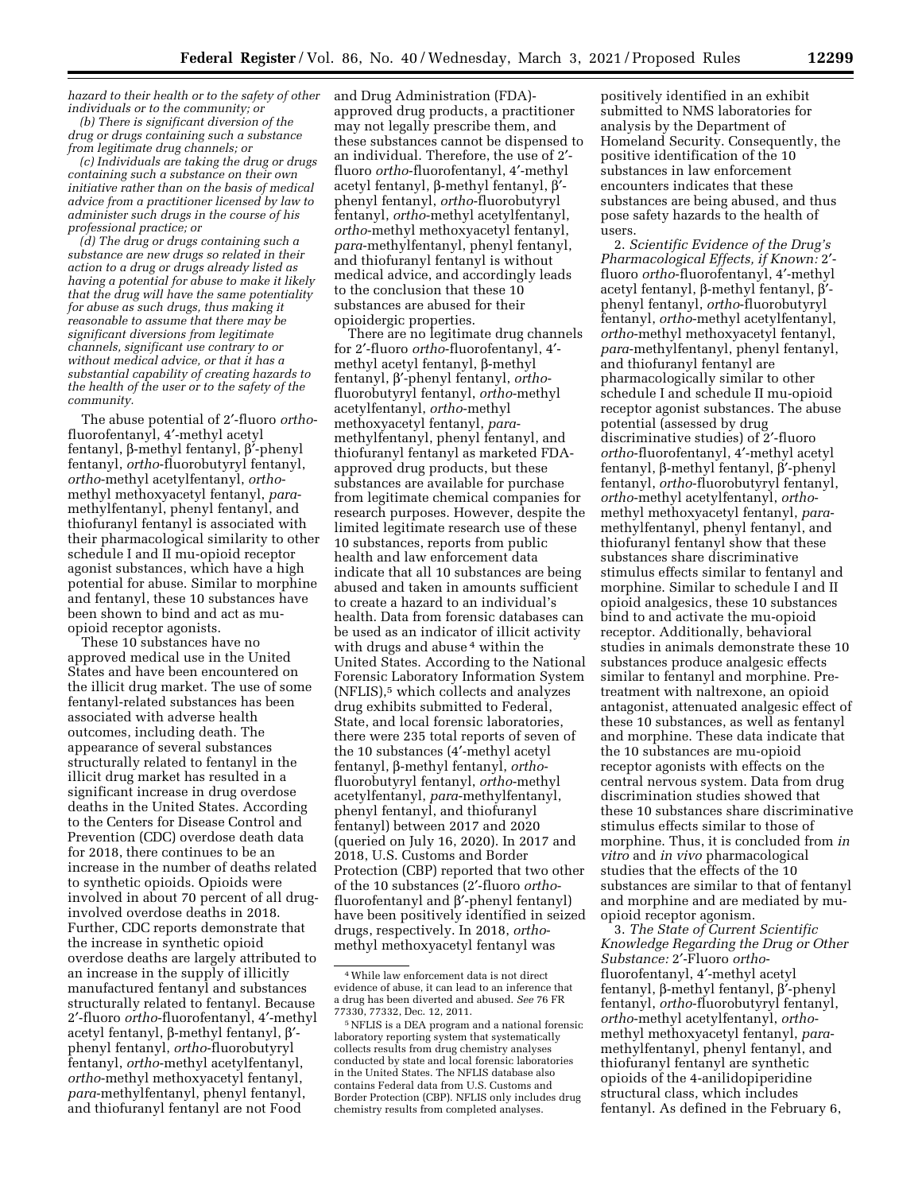*hazard to their health or to the safety of other individuals or to the community; or*

*(b) There is significant diversion of the drug or drugs containing such a substance from legitimate drug channels; or*

*(c) Individuals are taking the drug or drugs containing such a substance on their own initiative rather than on the basis of medical advice from a practitioner licensed by law to administer such drugs in the course of his professional practice; or*

*(d) The drug or drugs containing such a substance are new drugs so related in their action to a drug or drugs already listed as having a potential for abuse to make it likely that the drug will have the same potentiality for abuse as such drugs, thus making it reasonable to assume that there may be significant diversions from legitimate channels, significant use contrary to or without medical advice, or that it has a substantial capability of creating hazards to the health of the user or to the safety of the community.*

The abuse potential of 2′-fluoro *ortho*-fluorofentanyl, 4′-methyl acetyl fentanyl, β-methyl fentanyl, β′-phenyl fentanyl, *ortho*-fluorobutyryl fentanyl, *ortho*-methyl acetylfentanyl, *ortho*-methyl methoxyacetyl fentanyl, *para*-methylfentanyl, phenyl fentanyl, and thiofuranyl fentanyl is associated with their pharmacological similarity to other schedule I and II mu-opioid receptor agonist substances, which have a high potential for abuse. Similar to morphine and fentanyl, these 10 substances have been shown to bind and act as mu-opioid receptor agonists.

These 10 substances have no approved medical use in the United States and have been encountered on the illicit drug market. The use of some fentanyl-related substances has been associated with adverse health outcomes, including death. The appearance of several substances structurally related to fentanyl in the illicit drug market has resulted in a significant increase in drug overdose deaths in the United States. According to the Centers for Disease Control and Prevention (CDC) overdose death data for 2018, there continues to be an increase in the number of deaths related to synthetic opioids. Opioids were involved in about 70 percent of all drug-involved overdose deaths in 2018. Further, CDC reports demonstrate that the increase in synthetic opioid overdose deaths are largely attributed to an increase in the supply of illicitly manufactured fentanyl and substances structurally related to fentanyl. Because 2′-fluoro *ortho*-fluorofentanyl, 4′-methyl acetyl fentanyl, β-methyl fentanyl, β′-phenyl fentanyl, *ortho*-fluorobutyryl fentanyl, *ortho*-methyl acetylfentanyl, *ortho*-methyl methoxyacetyl fentanyl, *para*-methylfentanyl, phenyl fentanyl, and thiofuranyl fentanyl are not Food and Drug Administration (FDA)-approved drug products, a practitioner may not legally prescribe them, and these substances cannot be dispensed to an individual. Therefore, the use of 2′-fluoro *ortho*-fluorofentanyl, 4′-methyl acetyl fentanyl, β-methyl fentanyl, β′-phenyl fentanyl, *ortho*-fluorobutyryl fentanyl, *ortho*-methyl acetylfentanyl, *ortho*-methyl methoxyacetyl fentanyl, *para*-methylfentanyl, phenyl fentanyl, and thiofuranyl fentanyl is without medical advice, and accordingly leads to the conclusion that these 10 substances are abused for their opioidergic properties.

There are no legitimate drug channels for 2′-fluoro *ortho*-fluorofentanyl, 4′-methyl acetyl fentanyl, β-methyl fentanyl, β′-phenyl fentanyl, *ortho*-fluorobutyryl fentanyl, *ortho*-methyl acetylfentanyl, *ortho*-methyl methoxyacetyl fentanyl, *para*-methylfentanyl, phenyl fentanyl, and thiofuranyl fentanyl as marketed FDA-approved drug products, but these substances are available for purchase from legitimate chemical companies for research purposes. However, despite the limited legitimate research use of these 10 substances, reports from public health and law enforcement data indicate that all 10 substances are being abused and taken in amounts sufficient to create a hazard to an individual's health. Data from forensic databases can be used as an indicator of illicit activity with drugs and abuse[4] within the United States. According to the National Forensic Laboratory Information System (NFLIS),[5] which collects and analyzes drug exhibits submitted to Federal, State, and local forensic laboratories, there were 235 total reports of seven of the 10 substances (4′-methyl acetyl fentanyl, β-methyl fentanyl, *ortho*-fluorobutyryl fentanyl, *ortho*-methyl acetylfentanyl, *para*-methylfentanyl, phenyl fentanyl, and thiofuranyl fentanyl) between 2017 and 2020 (queried on July 16, 2020). In 2017 and 2018, U.S. Customs and Border Protection (CBP) reported that two other of the 10 substances (2′-fluoro *ortho*-fluorofentanyl and β′-phenyl fentanyl) have been positively identified in seized drugs, respectively. In 2018, *ortho*-methyl methoxyacetyl fentanyl was positively identified in an exhibit submitted to NMS laboratories for analysis by the Department of Homeland Security. Consequently, the positive identification of the 10 substances in law enforcement encounters indicates that these substances are being abused, and thus pose safety hazards to the health of users.

2. *Scientific Evidence of the Drug's Pharmacological Effects, if Known:* 2′-fluoro *ortho*-fluorofentanyl, 4′-methyl acetyl fentanyl, β-methyl fentanyl, β′-phenyl fentanyl, *ortho*-fluorobutyryl fentanyl, *ortho*-methyl acetylfentanyl, *ortho*-methyl methoxyacetyl fentanyl, *para*-methylfentanyl, phenyl fentanyl, and thiofuranyl fentanyl are pharmacologically similar to other schedule I and schedule II mu-opioid receptor agonist substances. The abuse potential (assessed by drug discriminative studies) of 2′-fluoro *ortho*-fluorofentanyl, 4′-methyl acetyl fentanyl, β-methyl fentanyl, β′-phenyl fentanyl, *ortho*-fluorobutyryl fentanyl, *ortho*-methyl acetylfentanyl, *ortho*-methyl methoxyacetyl fentanyl, *para*-methylfentanyl, phenyl fentanyl, and thiofuranyl fentanyl show that these substances share discriminative stimulus effects similar to fentanyl and morphine. Similar to schedule I and II opioid analgesics, these 10 substances bind to and activate the mu-opioid receptor. Additionally, behavioral studies in animals demonstrate these 10 substances produce analgesic effects similar to fentanyl and morphine. Pre-treatment with naltrexone, an opioid antagonist, attenuated analgesic effect of these 10 substances, as well as fentanyl and morphine. These data indicate that the 10 substances are mu-opioid receptor agonists with effects on the central nervous system. Data from drug discrimination studies showed that these 10 substances share discriminative stimulus effects similar to those of morphine. Thus, it is concluded from *in vitro* and *in vivo* pharmacological studies that the effects of the 10 substances are similar to that of fentanyl and morphine and are mediated by mu-opioid receptor agonism.

3. *The State of Current Scientific Knowledge Regarding the Drug or Other Substance:* 2′-Fluoro *ortho*-fluorofentanyl, 4′-methyl acetyl fentanyl, β-methyl fentanyl, β′-phenyl fentanyl, *ortho*-fluorobutyryl fentanyl, *ortho*-methyl acetylfentanyl, *ortho*-methyl methoxyacetyl fentanyl, *para*-methylfentanyl, phenyl fentanyl, and thiofuranyl fentanyl are synthetic opioids of the 4-anilidopiperidine structural class, which includes fentanyl. As defined in the February 6,

---

[4] While law enforcement data is not direct evidence of abuse, it can lead to an inference that a drug has been diverted and abused. *See* 76 FR 77330, 77332, Dec. 12, 2011.

[5] NFLIS is a DEA program and a national forensic laboratory reporting system that systematically collects results from drug chemistry analyses conducted by state and local forensic laboratories in the United States. The NFLIS database also contains Federal data from U.S. Customs and Border Protection (CBP). NFLIS only includes drug chemistry results from completed analyses.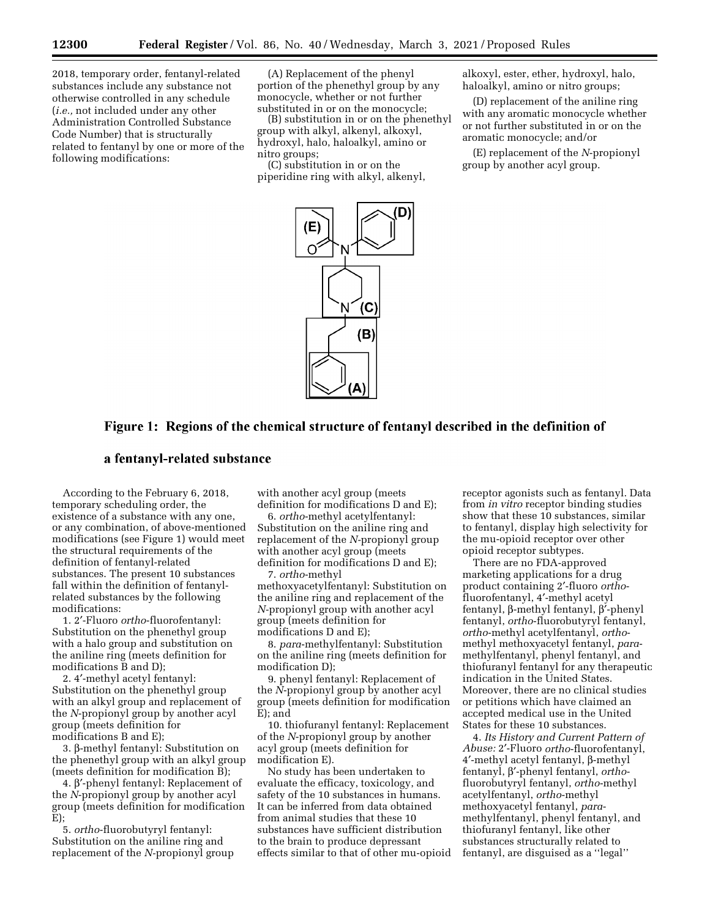2018, temporary order, fentanyl-related substances include any substance not otherwise controlled in any schedule (*i.e.,* not included under any other Administration Controlled Substance Code Number) that is structurally related to fentanyl by one or more of the following modifications:

(A) Replacement of the phenyl portion of the phenethyl group by any monocycle, whether or not further substituted in or on the monocycle;

(B) substitution in or on the phenethyl group with alkyl, alkenyl, alkoxyl, hydroxyl, halo, haloalkyl, amino or nitro groups;

(C) substitution in or on the piperidine ring with alkyl, alkenyl, alkoxyl, ester, ether, hydroxyl, halo, haloalkyl, amino or nitro groups;

(D) replacement of the aniline ring with any aromatic monocycle whether or not further substituted in or on the aromatic monocycle; and/or

(E) replacement of the *N*-propionyl group by another acyl group.

**Figure 1: Regions of the chemical structure of fentanyl described in the definition of a fentanyl-related substance**

According to the February 6, 2018, temporary scheduling order, the existence of a substance with any one, or any combination, of above-mentioned modifications (see Figure 1) would meet the structural requirements of the definition of fentanyl-related substances. The present 10 substances fall within the definition of fentanyl-related substances by the following modifications:

1. 2′-Fluoro *ortho*-fluorofentanyl: Substitution on the phenethyl group with a halo group and substitution on the aniline ring (meets definition for modifications B and D);

2. 4′-methyl acetyl fentanyl: Substitution on the phenethyl group with an alkyl group and replacement of the *N*-propionyl group by another acyl group (meets definition for modifications B and E);

3. β-methyl fentanyl: Substitution on the phenethyl group with an alkyl group (meets definition for modification B);

4. β′-phenyl fentanyl: Replacement of the *N*-propionyl group by another acyl group (meets definition for modification E);

5. *ortho*-fluorobutyryl fentanyl: Substitution on the aniline ring and replacement of the *N*-propionyl group with another acyl group (meets definition for modifications D and E);

6. *ortho*-methyl acetylfentanyl: Substitution on the aniline ring and replacement of the *N*-propionyl group with another acyl group (meets definition for modifications D and E);

7. *ortho*-methyl methoxyacetylfentanyl: Substitution on the aniline ring and replacement of the *N*-propionyl group with another acyl group (meets definition for modifications D and E);

8. *para*-methylfentanyl: Substitution on the aniline ring (meets definition for modification D);

9. phenyl fentanyl: Replacement of the *N*-propionyl group by another acyl group (meets definition for modification E); and

10. thiofuranyl fentanyl: Replacement of the *N*-propionyl group by another acyl group (meets definition for modification E).

No study has been undertaken to evaluate the efficacy, toxicology, and safety of the 10 substances in humans. It can be inferred from data obtained from animal studies that these 10 substances have sufficient distribution to the brain to produce depressant effects similar to that of other mu-opioid receptor agonists such as fentanyl. Data from *in vitro* receptor binding studies show that these 10 substances, similar to fentanyl, display high selectivity for the mu-opioid receptor over other opioid receptor subtypes.

There are no FDA-approved marketing applications for a drug product containing 2′-fluoro *ortho*-fluorofentanyl, 4′-methyl acetyl fentanyl, β-methyl fentanyl, β′-phenyl fentanyl, *ortho*-fluorobutyryl fentanyl, *ortho*-methyl acetylfentanyl, *ortho*-methyl methoxyacetyl fentanyl, *para*-methylfentanyl, phenyl fentanyl, and thiofuranyl fentanyl for any therapeutic indication in the United States. Moreover, there are no clinical studies or petitions which have claimed an accepted medical use in the United States for these 10 substances.

4. *Its History and Current Pattern of Abuse:* 2′-Fluoro *ortho*-fluorofentanyl, 4′-methyl acetyl fentanyl, β-methyl fentanyl, β′-phenyl fentanyl, *ortho*-fluorobutyryl fentanyl, *ortho*-methyl acetylfentanyl, *ortho*-methyl methoxyacetyl fentanyl, *para*-methylfentanyl, phenyl fentanyl, and thiofuranyl fentanyl, like other substances structurally related to fentanyl, are disguised as a ''legal''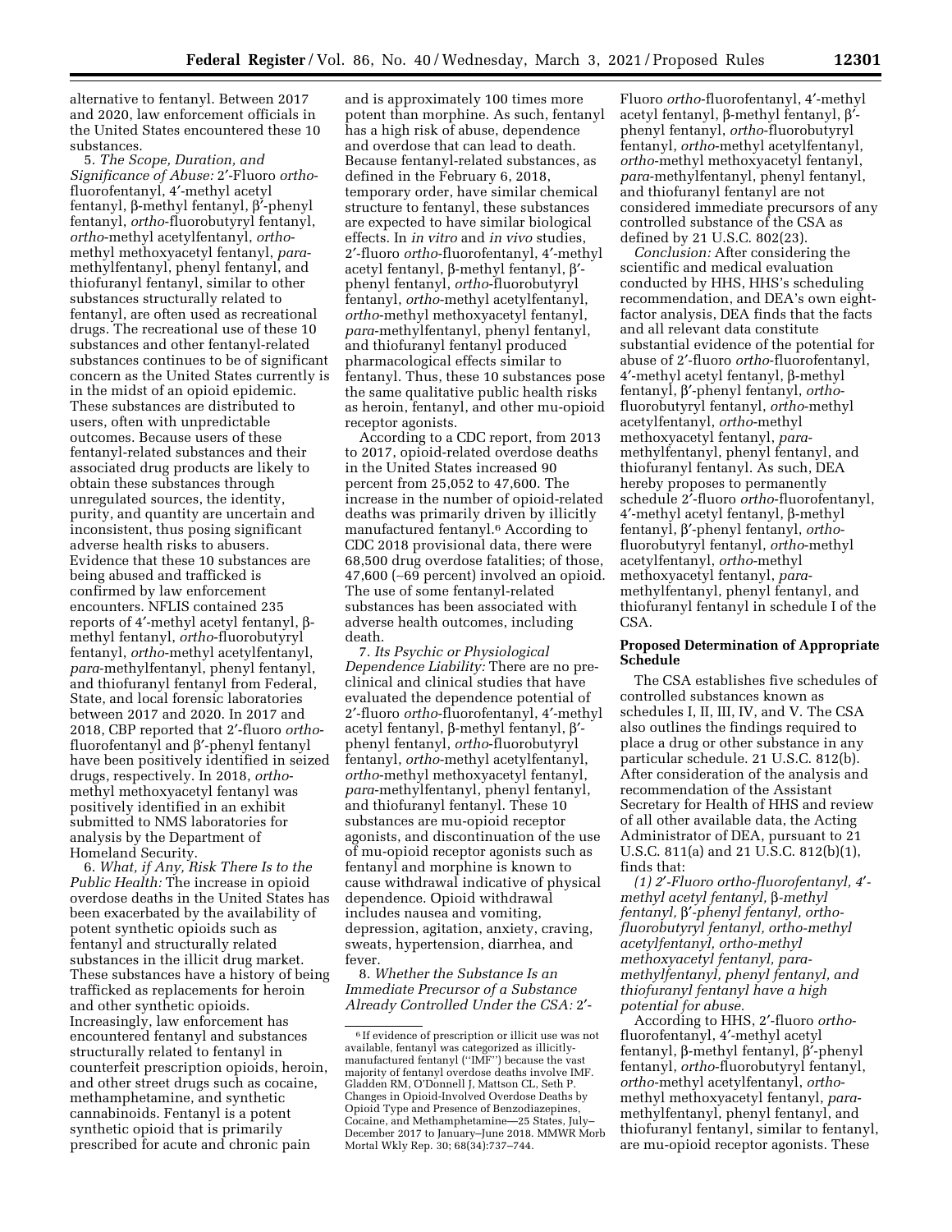alternative to fentanyl. Between 2017 and 2020, law enforcement officials in the United States encountered these 10 substances.

5. *The Scope, Duration, and Significance of Abuse:* 2′-Fluoro *ortho*-fluorofentanyl, 4′-methyl acetyl fentanyl, β-methyl fentanyl, β′-phenyl fentanyl, *ortho*-fluorobutyryl fentanyl, *ortho*-methyl acetylfentanyl, *ortho*-methyl methoxyacetyl fentanyl, *para*-methylfentanyl, phenyl fentanyl, and thiofuranyl fentanyl, similar to other substances structurally related to fentanyl, are often used as recreational drugs. The recreational use of these 10 substances and other fentanyl-related substances continues to be of significant concern as the United States currently is in the midst of an opioid epidemic. These substances are distributed to users, often with unpredictable outcomes. Because users of these fentanyl-related substances and their associated drug products are likely to obtain these substances through unregulated sources, the identity, purity, and quantity are uncertain and inconsistent, thus posing significant adverse health risks to abusers. Evidence that these 10 substances are being abused and trafficked is confirmed by law enforcement encounters. NFLIS contained 235 reports of 4′-methyl acetyl fentanyl, β-methyl fentanyl, *ortho*-fluorobutyryl fentanyl, *ortho*-methyl acetylfentanyl, *para*-methylfentanyl, phenyl fentanyl, and thiofuranyl fentanyl from Federal, State, and local forensic laboratories between 2017 and 2020. In 2017 and 2018, CBP reported that 2′-fluoro *ortho*-fluorofentanyl and β′-phenyl fentanyl have been positively identified in seized drugs, respectively. In 2018, *ortho*-methyl methoxyacetyl fentanyl was positively identified in an exhibit submitted to NMS laboratories for analysis by the Department of Homeland Security.

6. *What, if Any, Risk There Is to the Public Health:* The increase in opioid overdose deaths in the United States has been exacerbated by the availability of potent synthetic opioids such as fentanyl and structurally related substances in the illicit drug market. These substances have a history of being trafficked as replacements for heroin and other synthetic opioids. Increasingly, law enforcement has encountered fentanyl and substances structurally related to fentanyl in counterfeit prescription opioids, heroin, and other street drugs such as cocaine, methamphetamine, and synthetic cannabinoids. Fentanyl is a potent synthetic opioid that is primarily prescribed for acute and chronic pain and is approximately 100 times more potent than morphine. As such, fentanyl has a high risk of abuse, dependence and overdose that can lead to death. Because fentanyl-related substances, as defined in the February 6, 2018, temporary order, have similar chemical structure to fentanyl, these substances are expected to have similar biological effects. In *in vitro* and *in vivo* studies, 2′-fluoro *ortho*-fluorofentanyl, 4′-methyl acetyl fentanyl, β-methyl fentanyl, β′-phenyl fentanyl, *ortho*-fluorobutyryl fentanyl, *ortho*-methyl acetylfentanyl, *ortho*-methyl methoxyacetyl fentanyl, *para*-methylfentanyl, phenyl fentanyl, and thiofuranyl fentanyl produced pharmacological effects similar to fentanyl. Thus, these 10 substances pose the same qualitative public health risks as heroin, fentanyl, and other mu-opioid receptor agonists.

According to a CDC report, from 2013 to 2017, opioid-related overdose deaths in the United States increased 90 percent from 25,052 to 47,600. The increase in the number of opioid-related deaths was primarily driven by illicitly manufactured fentanyl.[6] According to CDC 2018 provisional data, there were 68,500 drug overdose fatalities; of those, 47,600 (~69 percent) involved an opioid. The use of some fentanyl-related substances has been associated with adverse health outcomes, including death.

7. *Its Psychic or Physiological Dependence Liability:* There are no pre-clinical and clinical studies that have evaluated the dependence potential of 2′-fluoro *ortho*-fluorofentanyl, 4′-methyl acetyl fentanyl, β-methyl fentanyl, β′-phenyl fentanyl, *ortho*-fluorobutyryl fentanyl, *ortho*-methyl acetylfentanyl, *ortho*-methyl methoxyacetyl fentanyl, *para*-methylfentanyl, phenyl fentanyl, and thiofuranyl fentanyl. These 10 substances are mu-opioid receptor agonists, and discontinuation of the use of mu-opioid receptor agonists such as fentanyl and morphine is known to cause withdrawal indicative of physical dependence. Opioid withdrawal includes nausea and vomiting, depression, agitation, anxiety, craving, sweats, hypertension, diarrhea, and fever.

8. *Whether the Substance Is an Immediate Precursor of a Substance Already Controlled Under the CSA:* 2′-Fluoro *ortho*-fluorofentanyl, 4′-methyl acetyl fentanyl, β-methyl fentanyl, β′-phenyl fentanyl, *ortho*-fluorobutyryl fentanyl, *ortho*-methyl acetylfentanyl, *ortho*-methyl methoxyacetyl fentanyl, *para*-methylfentanyl, phenyl fentanyl, and thiofuranyl fentanyl are not considered immediate precursors of any controlled substance of the CSA as defined by 21 U.S.C. 802(23).

*Conclusion:* After considering the scientific and medical evaluation conducted by HHS, HHS's scheduling recommendation, and DEA's own eight-factor analysis, DEA finds that the facts and all relevant data constitute substantial evidence of the potential for abuse of 2′-fluoro *ortho*-fluorofentanyl, 4′-methyl acetyl fentanyl, β-methyl fentanyl, β′-phenyl fentanyl, *ortho*-fluorobutyryl fentanyl, *ortho*-methyl acetylfentanyl, *ortho*-methyl methoxyacetyl fentanyl, *para*-methylfentanyl, phenyl fentanyl, and thiofuranyl fentanyl. As such, DEA hereby proposes to permanently schedule 2′-fluoro *ortho*-fluorofentanyl, 4′-methyl acetyl fentanyl, β-methyl fentanyl, β′-phenyl fentanyl, *ortho*-fluorobutyryl fentanyl, *ortho*-methyl acetylfentanyl, *ortho*-methyl methoxyacetyl fentanyl, *para*-methylfentanyl, phenyl fentanyl, and thiofuranyl fentanyl in schedule I of the CSA.

## Proposed Determination of Appropriate Schedule

The CSA establishes five schedules of controlled substances known as schedules I, II, III, IV, and V. The CSA also outlines the findings required to place a drug or other substance in any particular schedule. 21 U.S.C. 812(b). After consideration of the analysis and recommendation of the Assistant Secretary for Health of HHS and review of all other available data, the Acting Administrator of DEA, pursuant to 21 U.S.C. 811(a) and 21 U.S.C. 812(b)(1), finds that:

*(1) 2′-Fluoro ortho-fluorofentanyl, 4′-methyl acetyl fentanyl, β-methyl fentanyl, β′-phenyl fentanyl, ortho-fluorobutyryl fentanyl, ortho-methyl acetylfentanyl, ortho-methyl methoxyacetyl fentanyl, para-methylfentanyl, phenyl fentanyl, and thiofuranyl fentanyl have a high potential for abuse.*

According to HHS, 2′-fluoro *ortho*-fluorofentanyl, 4′-methyl acetyl fentanyl, β-methyl fentanyl, β′-phenyl fentanyl, *ortho*-fluorobutyryl fentanyl, *ortho*-methyl acetylfentanyl, *ortho*-methyl methoxyacetyl fentanyl, *para*-methylfentanyl, phenyl fentanyl, and thiofuranyl fentanyl, similar to fentanyl, are mu-opioid receptor agonists. These

---

[6] If evidence of prescription or illicit use was not available, fentanyl was categorized as illicitly-manufactured fentanyl (''IMF'') because the vast majority of fentanyl overdose deaths involve IMF. Gladden RM, O'Donnell J, Mattson CL, Seth P. Changes in Opioid-Involved Overdose Deaths by Opioid Type and Presence of Benzodiazepines, Cocaine, and Methamphetamine—25 States, July–December 2017 to January–June 2018. MMWR Morb Mortal Wkly Rep. 30; 68(34):737–744.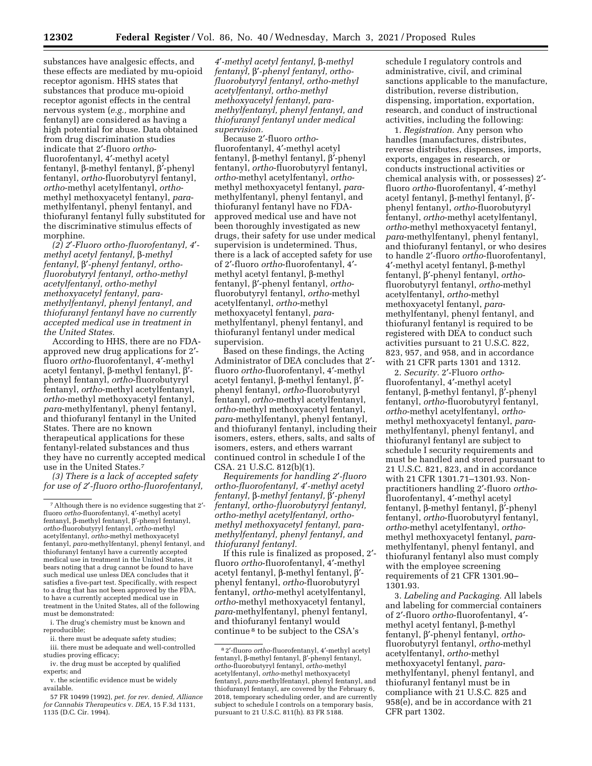substances have analgesic effects, and these effects are mediated by mu-opioid receptor agonism. HHS states that substances that produce mu-opioid receptor agonist effects in the central nervous system (*e.g.,* morphine and fentanyl) are considered as having a high potential for abuse. Data obtained from drug discrimination studies indicate that 2′-fluoro *ortho*-fluorofentanyl, 4′-methyl acetyl fentanyl, β-methyl fentanyl, β′-phenyl fentanyl, *ortho*-fluorobutyryl fentanyl, *ortho*-methyl acetylfentanyl, *ortho*-methyl methoxyacetyl fentanyl, *para*-methylfentanyl, phenyl fentanyl, and thiofuranyl fentanyl fully substituted for the discriminative stimulus effects of morphine.

*(2) 2′-Fluoro ortho-fluorofentanyl, 4′-methyl acetyl fentanyl,* β*-methyl fentanyl,* β′*-phenyl fentanyl, ortho-fluorobutyryl fentanyl, ortho-methyl acetylfentanyl, ortho-methyl methoxyacetyl fentanyl, para-methylfentanyl, phenyl fentanyl, and thiofuranyl fentanyl have no currently accepted medical use in treatment in the United States.*

According to HHS, there are no FDA-approved new drug applications for 2′-fluoro *ortho*-fluorofentanyl, 4′-methyl acetyl fentanyl, β-methyl fentanyl, β′-phenyl fentanyl, *ortho*-fluorobutyryl fentanyl, *ortho*-methyl acetylfentanyl, *ortho*-methyl methoxyacetyl fentanyl, *para*-methylfentanyl, phenyl fentanyl, and thiofuranyl fentanyl in the United States. There are no known therapeutical applications for these fentanyl-related substances and thus they have no currently accepted medical use in the United States.[7]

*(3) There is a lack of accepted safety for use of 2′-fluoro ortho-fluorofentanyl, 4′-methyl acetyl fentanyl,* β*-methyl fentanyl,* β′*-phenyl fentanyl, ortho-fluorobutyryl fentanyl, ortho-methyl acetylfentanyl, ortho-methyl methoxyacetyl fentanyl, para-methylfentanyl, phenyl fentanyl, and thiofuranyl fentanyl under medical supervision.*

Because 2′-fluoro *ortho*-fluorofentanyl, 4′-methyl acetyl fentanyl, β-methyl fentanyl, β′-phenyl fentanyl, *ortho*-fluorobutyryl fentanyl, *ortho*-methyl acetylfentanyl, *ortho*-methyl methoxyacetyl fentanyl, *para*-methylfentanyl, phenyl fentanyl, and thiofuranyl fentanyl have no FDA-approved medical use and have not been thoroughly investigated as new drugs, their safety for use under medical supervision is undetermined. Thus, there is a lack of accepted safety for use of 2′-fluoro *ortho*-fluorofentanyl, 4′-methyl acetyl fentanyl, β-methyl fentanyl, β′-phenyl fentanyl, *ortho*-fluorobutyryl fentanyl, *ortho*-methyl acetylfentanyl, *ortho*-methyl methoxyacetyl fentanyl, *para*-methylfentanyl, phenyl fentanyl, and thiofuranyl fentanyl under medical supervision.

Based on these findings, the Acting Administrator of DEA concludes that 2′-fluoro *ortho*-fluorofentanyl, 4′-methyl acetyl fentanyl, β-methyl fentanyl, β′-phenyl fentanyl, *ortho*-fluorobutyryl fentanyl, *ortho*-methyl acetylfentanyl, *ortho*-methyl methoxyacetyl fentanyl, *para*-methylfentanyl, phenyl fentanyl, and thiofuranyl fentanyl, including their isomers, esters, ethers, salts, and salts of isomers, esters, and ethers warrant continued control in schedule I of the CSA. 21 U.S.C. 812(b)(1).

*Requirements for handling 2′-fluoro ortho-fluorofentanyl, 4′-methyl acetyl fentanyl,* β*-methyl fentanyl,* β′*-phenyl fentanyl, ortho-fluorobutyryl fentanyl, ortho-methyl acetylfentanyl, ortho-methyl methoxyacetyl fentanyl, para-methylfentanyl, phenyl fentanyl, and thiofuranyl fentanyl.*

If this rule is finalized as proposed, 2′-fluoro *ortho*-fluorofentanyl, 4′-methyl acetyl fentanyl, β-methyl fentanyl, β′-phenyl fentanyl, *ortho*-fluorobutyryl fentanyl, *ortho*-methyl acetylfentanyl, *ortho*-methyl methoxyacetyl fentanyl, *para*-methylfentanyl, phenyl fentanyl, and thiofuranyl fentanyl would continue[8] to be subject to the CSA's schedule I regulatory controls and administrative, civil, and criminal sanctions applicable to the manufacture, distribution, reverse distribution, dispensing, importation, exportation, research, and conduct of instructional activities, including the following:

1. *Registration.* Any person who handles (manufactures, distributes, reverse distributes, dispenses, imports, exports, engages in research, or conducts instructional activities or chemical analysis with, or possesses) 2′-fluoro *ortho*-fluorofentanyl, 4′-methyl acetyl fentanyl, β-methyl fentanyl, β′-phenyl fentanyl, *ortho*-fluorobutyryl fentanyl, *ortho*-methyl acetylfentanyl, *ortho*-methyl methoxyacetyl fentanyl, *para*-methylfentanyl, phenyl fentanyl, and thiofuranyl fentanyl, or who desires to handle 2′-fluoro *ortho*-fluorofentanyl, 4′-methyl acetyl fentanyl, β-methyl fentanyl, β′-phenyl fentanyl, *ortho*-fluorobutyryl fentanyl, *ortho*-methyl acetylfentanyl, *ortho*-methyl methoxyacetyl fentanyl, *para*-methylfentanyl, phenyl fentanyl, and thiofuranyl fentanyl is required to be registered with DEA to conduct such activities pursuant to 21 U.S.C. 822, 823, 957, and 958, and in accordance with 21 CFR parts 1301 and 1312.

2. *Security.* 2′-Fluoro *ortho*-fluorofentanyl, 4′-methyl acetyl fentanyl, β-methyl fentanyl, β′-phenyl fentanyl, *ortho*-fluorobutyryl fentanyl, *ortho*-methyl acetylfentanyl, *ortho*-methyl methoxyacetyl fentanyl, *para*-methylfentanyl, phenyl fentanyl, and thiofuranyl fentanyl are subject to schedule I security requirements and must be handled and stored pursuant to 21 U.S.C. 821, 823, and in accordance with 21 CFR 1301.71–1301.93. Non-practitioners handling 2′-fluoro *ortho*-fluorofentanyl, 4′-methyl acetyl fentanyl, β-methyl fentanyl, β′-phenyl fentanyl, *ortho*-fluorobutyryl fentanyl, *ortho*-methyl acetylfentanyl, *ortho*-methyl methoxyacetyl fentanyl, *para*-methylfentanyl, phenyl fentanyl, and thiofuranyl fentanyl also must comply with the employee screening requirements of 21 CFR 1301.90–1301.93.

3. *Labeling and Packaging.* All labels and labeling for commercial containers of 2′-fluoro *ortho*-fluorofentanyl, 4′-methyl acetyl fentanyl, β-methyl fentanyl, β′-phenyl fentanyl, *ortho*-fluorobutyryl fentanyl, *ortho*-methyl acetylfentanyl, *ortho*-methyl methoxyacetyl fentanyl, *para*-methylfentanyl, phenyl fentanyl, and thiofuranyl fentanyl must be in compliance with 21 U.S.C. 825 and 958(e), and be in accordance with 21 CFR part 1302.

---

[7] Although there is no evidence suggesting that 2′-fluoro *ortho*-fluorofentanyl, 4′-methyl acetyl fentanyl, β-methyl fentanyl, β′-phenyl fentanyl, *ortho*-fluorobutyryl fentanyl, *ortho*-methyl acetylfentanyl, *ortho*-methyl methoxyacetyl fentanyl, *para*-methylfentanyl, phenyl fentanyl, and thiofuranyl fentanyl have a currently accepted medical use in treatment in the United States, it bears noting that a drug cannot be found to have such medical use unless DEA concludes that it satisfies a five-part test. Specifically, with respect to a drug that has not been approved by the FDA, to have a currently accepted medical use in treatment in the United States, all of the following must be demonstrated:

i. The drug's chemistry must be known and reproducible;

ii. there must be adequate safety studies;

iii. there must be adequate and well-controlled studies proving efficacy;

iv. the drug must be accepted by qualified experts; and

v. the scientific evidence must be widely available.

57 FR 10499 (1992), *pet. for rev. denied, Alliance for Cannabis Therapeutics* v. *DEA,* 15 F.3d 1131, 1135 (D.C. Cir. 1994).

[8] 2′-fluoro *ortho*-fluorofentanyl, 4′-methyl acetyl fentanyl, β-methyl fentanyl, β′-phenyl fentanyl, *ortho*-fluorobutyryl fentanyl, *ortho*-methyl acetylfentanyl, *ortho*-methyl methoxyacetyl fentanyl, *para*-methylfentanyl, phenyl fentanyl, and thiofuranyl fentanyl, are covered by the February 6, 2018, temporary scheduling order, and are currently subject to schedule I controls on a temporary basis, pursuant to 21 U.S.C. 811(h). 83 FR 5188.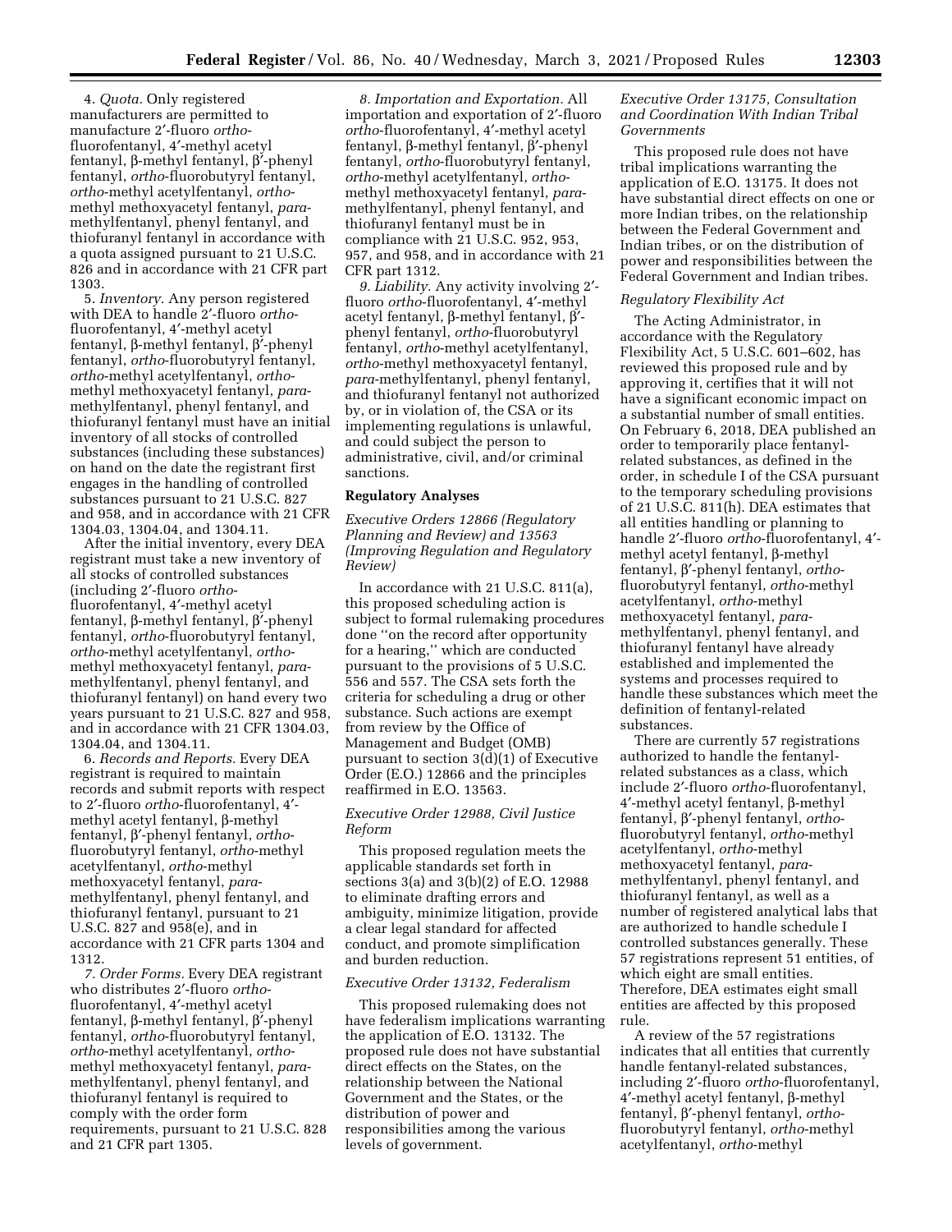4. *Quota.* Only registered manufacturers are permitted to manufacture 2′-fluoro *ortho*-fluorofentanyl, 4′-methyl acetyl fentanyl, β-methyl fentanyl, β′-phenyl fentanyl, *ortho*-fluorobutyryl fentanyl, *ortho*-methyl acetylfentanyl, *ortho*-methyl methoxyacetyl fentanyl, *para*-methylfentanyl, phenyl fentanyl, and thiofuranyl fentanyl in accordance with a quota assigned pursuant to 21 U.S.C. 826 and in accordance with 21 CFR part 1303.

5. *Inventory.* Any person registered with DEA to handle 2′-fluoro *ortho*-fluorofentanyl, 4′-methyl acetyl fentanyl, β-methyl fentanyl, β′-phenyl fentanyl, *ortho*-fluorobutyryl fentanyl, *ortho*-methyl acetylfentanyl, *ortho*-methyl methoxyacetyl fentanyl, *para*-methylfentanyl, phenyl fentanyl, and thiofuranyl fentanyl must have an initial inventory of all stocks of controlled substances (including these substances) on hand on the date the registrant first engages in the handling of controlled substances pursuant to 21 U.S.C. 827 and 958, and in accordance with 21 CFR 1304.03, 1304.04, and 1304.11.

After the initial inventory, every DEA registrant must take a new inventory of all stocks of controlled substances (including 2′-fluoro *ortho*-fluorofentanyl, 4′-methyl acetyl fentanyl, β-methyl fentanyl, β′-phenyl fentanyl, *ortho*-fluorobutyryl fentanyl, *ortho*-methyl acetylfentanyl, *ortho*-methyl methoxyacetyl fentanyl, *para*-methylfentanyl, phenyl fentanyl, and thiofuranyl fentanyl) on hand every two years pursuant to 21 U.S.C. 827 and 958, and in accordance with 21 CFR 1304.03, 1304.04, and 1304.11.

6. *Records and Reports.* Every DEA registrant is required to maintain records and submit reports with respect to 2′-fluoro *ortho*-fluorofentanyl, 4′-methyl acetyl fentanyl, β-methyl fentanyl, β′-phenyl fentanyl, *ortho*-fluorobutyryl fentanyl, *ortho*-methyl acetylfentanyl, *ortho*-methyl methoxyacetyl fentanyl, *para*-methylfentanyl, phenyl fentanyl, and thiofuranyl fentanyl, pursuant to 21 U.S.C. 827 and 958(e), and in accordance with 21 CFR parts 1304 and 1312.

*7. Order Forms.* Every DEA registrant who distributes 2′-fluoro *ortho*-fluorofentanyl, 4′-methyl acetyl fentanyl, β-methyl fentanyl, β′-phenyl fentanyl, *ortho*-fluorobutyryl fentanyl, *ortho*-methyl acetylfentanyl, *ortho*-methyl methoxyacetyl fentanyl, *para*-methylfentanyl, phenyl fentanyl, and thiofuranyl fentanyl is required to comply with the order form requirements, pursuant to 21 U.S.C. 828 and 21 CFR part 1305.

*8. Importation and Exportation.* All importation and exportation of 2′-fluoro *ortho*-fluorofentanyl, 4′-methyl acetyl fentanyl, β-methyl fentanyl, β′-phenyl fentanyl, *ortho*-fluorobutyryl fentanyl, *ortho*-methyl acetylfentanyl, *ortho*-methyl methoxyacetyl fentanyl, *para*-methylfentanyl, phenyl fentanyl, and thiofuranyl fentanyl must be in compliance with 21 U.S.C. 952, 953, 957, and 958, and in accordance with 21 CFR part 1312.

*9. Liability.* Any activity involving 2′-fluoro *ortho*-fluorofentanyl, 4′-methyl acetyl fentanyl, β-methyl fentanyl, β′-phenyl fentanyl, *ortho*-fluorobutyryl fentanyl, *ortho*-methyl acetylfentanyl, *ortho*-methyl methoxyacetyl fentanyl, *para*-methylfentanyl, phenyl fentanyl, and thiofuranyl fentanyl not authorized by, or in violation of, the CSA or its implementing regulations is unlawful, and could subject the person to administrative, civil, and/or criminal sanctions.

## Regulatory Analyses

### *Executive Orders 12866 (Regulatory Planning and Review) and 13563 (Improving Regulation and Regulatory Review)*

In accordance with 21 U.S.C. 811(a), this proposed scheduling action is subject to formal rulemaking procedures done ''on the record after opportunity for a hearing,'' which are conducted pursuant to the provisions of 5 U.S.C. 556 and 557. The CSA sets forth the criteria for scheduling a drug or other substance. Such actions are exempt from review by the Office of Management and Budget (OMB) pursuant to section 3(d)(1) of Executive Order (E.O.) 12866 and the principles reaffirmed in E.O. 13563.

### *Executive Order 12988, Civil Justice Reform*

This proposed regulation meets the applicable standards set forth in sections 3(a) and 3(b)(2) of E.O. 12988 to eliminate drafting errors and ambiguity, minimize litigation, provide a clear legal standard for affected conduct, and promote simplification and burden reduction.

### *Executive Order 13132, Federalism*

This proposed rulemaking does not have federalism implications warranting the application of E.O. 13132. The proposed rule does not have substantial direct effects on the States, on the relationship between the National Government and the States, or the distribution of power and responsibilities among the various levels of government.

### *Executive Order 13175, Consultation and Coordination With Indian Tribal Governments*

This proposed rule does not have tribal implications warranting the application of E.O. 13175. It does not have substantial direct effects on one or more Indian tribes, on the relationship between the Federal Government and Indian tribes, or on the distribution of power and responsibilities between the Federal Government and Indian tribes.

### *Regulatory Flexibility Act*

The Acting Administrator, in accordance with the Regulatory Flexibility Act, 5 U.S.C. 601–602, has reviewed this proposed rule and by approving it, certifies that it will not have a significant economic impact on a substantial number of small entities. On February 6, 2018, DEA published an order to temporarily place fentanyl-related substances, as defined in the order, in schedule I of the CSA pursuant to the temporary scheduling provisions of 21 U.S.C. 811(h). DEA estimates that all entities handling or planning to handle 2′-fluoro *ortho*-fluorofentanyl, 4′-methyl acetyl fentanyl, β-methyl fentanyl, β′-phenyl fentanyl, *ortho*-fluorobutyryl fentanyl, *ortho*-methyl acetylfentanyl, *ortho*-methyl methoxyacetyl fentanyl, *para*-methylfentanyl, phenyl fentanyl, and thiofuranyl fentanyl have already established and implemented the systems and processes required to handle these substances which meet the definition of fentanyl-related substances.

There are currently 57 registrations authorized to handle the fentanyl-related substances as a class, which include 2′-fluoro *ortho*-fluorofentanyl, 4′-methyl acetyl fentanyl, β-methyl fentanyl, β′-phenyl fentanyl, *ortho*-fluorobutyryl fentanyl, *ortho*-methyl acetylfentanyl, *ortho*-methyl methoxyacetyl fentanyl, *para*-methylfentanyl, phenyl fentanyl, and thiofuranyl fentanyl, as well as a number of registered analytical labs that are authorized to handle schedule I controlled substances generally. These 57 registrations represent 51 entities, of which eight are small entities. Therefore, DEA estimates eight small entities are affected by this proposed rule.

A review of the 57 registrations indicates that all entities that currently handle fentanyl-related substances, including 2′-fluoro *ortho*-fluorofentanyl, 4′-methyl acetyl fentanyl, β-methyl fentanyl, β′-phenyl fentanyl, *ortho*-fluorobutyryl fentanyl, *ortho*-methyl acetylfentanyl, *ortho*-methyl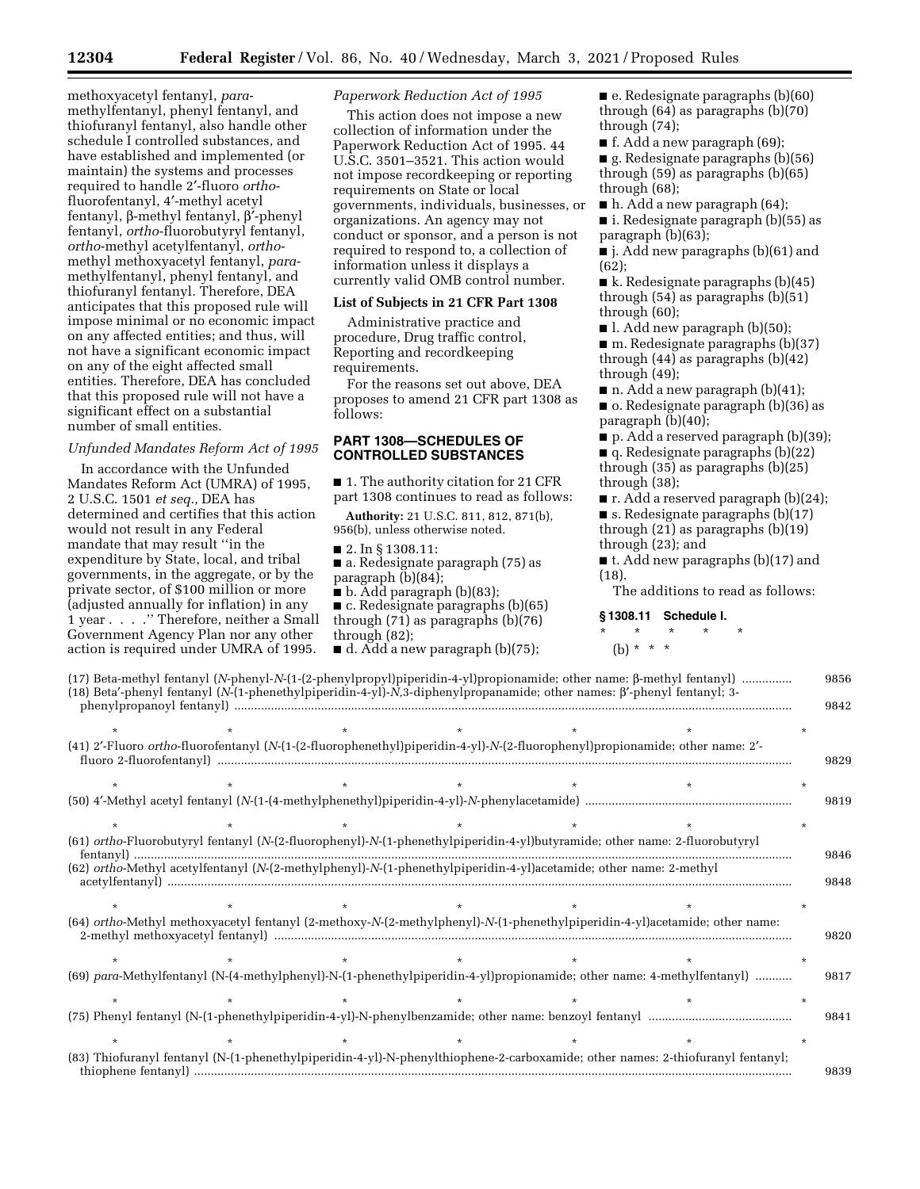methoxyacetyl fentanyl, *para*-methylfentanyl, phenyl fentanyl, and thiofuranyl fentanyl, also handle other schedule I controlled substances, and have established and implemented (or maintain) the systems and processes required to handle 2′-fluoro *ortho*-fluorofentanyl, 4′-methyl acetyl fentanyl, β-methyl fentanyl, β′-phenyl fentanyl, *ortho*-fluorobutyryl fentanyl, *ortho*-methyl acetylfentanyl, *ortho*-methyl methoxyacetyl fentanyl, *para*-methylfentanyl, phenyl fentanyl, and thiofuranyl fentanyl. Therefore, DEA anticipates that this proposed rule will impose minimal or no economic impact on any affected entities; and thus, will not have a significant economic impact on any of the eight affected small entities. Therefore, DEA has concluded that this proposed rule will not have a significant effect on a substantial number of small entities.

*Unfunded Mandates Reform Act of 1995*

In accordance with the Unfunded Mandates Reform Act (UMRA) of 1995, 2 U.S.C. 1501 *et seq.,* DEA has determined and certifies that this action would not result in any Federal mandate that may result ''in the expenditure by State, local, and tribal governments, in the aggregate, or by the private sector, of $100 million or more (adjusted annually for inflation) in any 1 year . . . .'' Therefore, neither a Small Government Agency Plan nor any other action is required under UMRA of 1995.

*Paperwork Reduction Act of 1995*

This action does not impose a new collection of information under the Paperwork Reduction Act of 1995. 44 U.S.C. 3501–3521. This action would not impose recordkeeping or reporting requirements on State or local governments, individuals, businesses, or organizations. An agency may not conduct or sponsor, and a person is not required to respond to, a collection of information unless it displays a currently valid OMB control number.

**List of Subjects in 21 CFR Part 1308**

Administrative practice and procedure, Drug traffic control, Reporting and recordkeeping requirements.

For the reasons set out above, DEA proposes to amend 21 CFR part 1308 as follows:

## PART 1308—SCHEDULES OF CONTROLLED SUBSTANCES

■ 1. The authority citation for 21 CFR part 1308 continues to read as follows:

**Authority:** 21 U.S.C. 811, 812, 871(b), 956(b), unless otherwise noted.

■ 2. In § 1308.11:

■ a. Redesignate paragraph (75) as paragraph (b)(84);

■ b. Add paragraph (b)(83);

■ c. Redesignate paragraphs (b)(65) through (71) as paragraphs (b)(76) through (82);

■ d. Add a new paragraph (b)(75);

■ e. Redesignate paragraphs (b)(60) through (64) as paragraphs (b)(70) through (74);

■ f. Add a new paragraph (69);

■ g. Redesignate paragraphs (b)(56) through (59) as paragraphs (b)(65) through (68);

■ h. Add a new paragraph (64);

■ i. Redesignate paragraph (b)(55) as paragraph (b)(63);

■ j. Add new paragraphs (b)(61) and (62);

■ k. Redesignate paragraphs (b)(45) through (54) as paragraphs (b)(51) through (60);

■ l. Add new paragraph (b)(50);

■ m. Redesignate paragraphs (b)(37) through (44) as paragraphs (b)(42) through (49);

■ n. Add a new paragraph (b)(41);

■ o. Redesignate paragraph (b)(36) as paragraph (b)(40);

■ p. Add a reserved paragraph (b)(39);

■ q. Redesignate paragraphs (b)(22) through (35) as paragraphs (b)(25) through (38);

■ r. Add a reserved paragraph (b)(24);

■ s. Redesignate paragraphs (b)(17) through (21) as paragraphs (b)(19) through (23); and

■ t. Add new paragraphs (b)(17) and (18).

The additions to read as follows:

**§ 1308.11 Schedule I.**

\* \* \* \* \*

(b) \* \* \*

(17) Beta-methyl fentanyl (*N*-phenyl-*N*-(1-(2-phenylpropyl)piperidin-4-yl)propionamide; other name: β-methyl fentanyl) .............. 9856

(18) Beta′-phenyl fentanyl (*N*-(1-phenethylpiperidin-4-yl)-*N*,3-diphenylpropanamide; other names: β′-phenyl fentanyl; 3-phenylpropanoyl fentanyl) .............. 9842

\* \* \* \* \* \* \*

(41) 2′-Fluoro *ortho*-fluorofentanyl (*N*-(1-(2-fluorophenethyl)piperidin-4-yl)-*N*-(2-fluorophenyl)propionamide; other name: 2′-fluoro 2-fluorofentanyl) .............. 9829

\* \* \* \* \* \* \*

(50) 4′-Methyl acetyl fentanyl (*N*-(1-(4-methylphenethyl)piperidin-4-yl)-*N*-phenylacetamide) .............. 9819

\* \* \* \* \* \* \*

(61) *ortho*-Fluorobutyryl fentanyl (*N*-(2-fluorophenyl)-*N*-(1-phenethylpiperidin-4-yl)butyramide; other name: 2-fluorobutyryl fentanyl) .............. 9846

(62) *ortho*-Methyl acetylfentanyl (*N*-(2-methylphenyl)-*N*-(1-phenethylpiperidin-4-yl)acetamide; other name: 2-methyl acetylfentanyl) .............. 9848

\* \* \* \* \* \* \*

(64) *ortho*-Methyl methoxyacetyl fentanyl (2-methoxy-*N*-(2-methylphenyl)-*N*-(1-phenethylpiperidin-4-yl)acetamide; other name: 2-methyl methoxyacetyl fentanyl) .............. 9820

\* \* \* \* \* \* \*

(69) *para*-Methylfentanyl (N-(4-methylphenyl)-N-(1-phenethylpiperidin-4-yl)propionamide; other name: 4-methylfentanyl) .............. 9817

\* \* \* \* \* \* \*

(75) Phenyl fentanyl (N-(1-phenethylpiperidin-4-yl)-N-phenylbenzamide; other name: benzoyl fentanyl .............. 9841

\* \* \* \* \* \* \*

(83) Thiofuranyl fentanyl (N-(1-phenethylpiperidin-4-yl)-N-phenylthiophene-2-carboxamide; other names: 2-thiofuranyl fentanyl; thiophene fentanyl) .............. 9839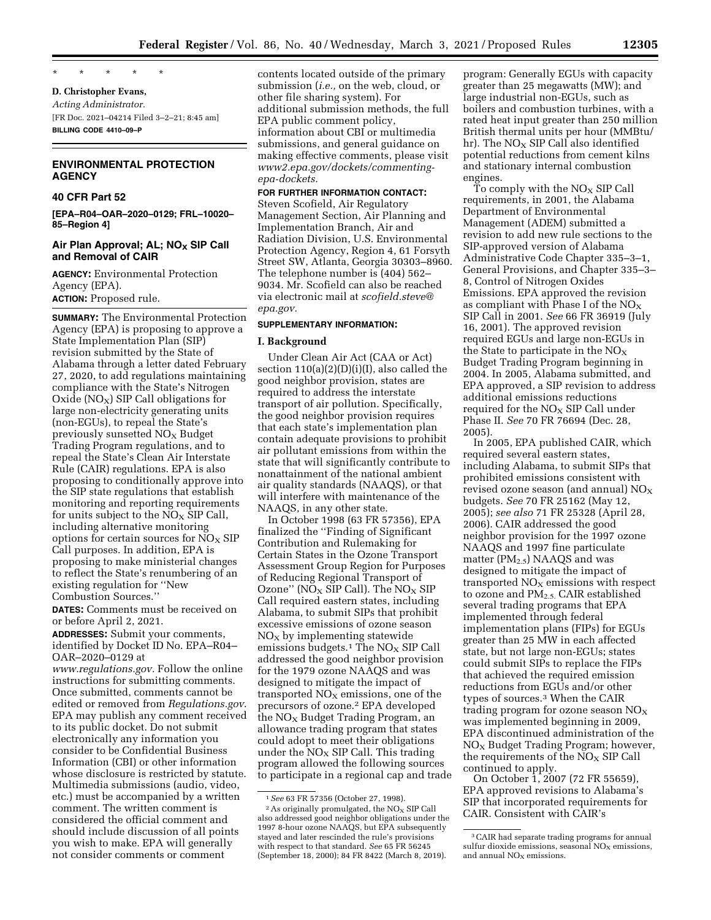\* \* \* \* \*

**D. Christopher Evans,**

*Acting Administrator.*

[FR Doc. 2021–04214 Filed 3–2–21; 8:45 am]

**BILLING CODE 4410–09–P**

## ENVIRONMENTAL PROTECTION AGENCY

### 40 CFR Part 52

**[EPA–R04–OAR–2020–0129; FRL–10020–85–Region 4]**

### Air Plan Approval; AL; $NO_X$ SIP Call and Removal of CAIR

**AGENCY:** Environmental Protection Agency (EPA).

**ACTION:** Proposed rule.

**SUMMARY:** The Environmental Protection Agency (EPA) is proposing to approve a State Implementation Plan (SIP) revision submitted by the State of Alabama through a letter dated February 27, 2020, to add regulations maintaining compliance with the State's Nitrogen Oxide ($NO_X$) SIP Call obligations for large non-electricity generating units (non-EGUs), to repeal the State's previously sunsetted $NO_X$ Budget Trading Program regulations, and to repeal the State's Clean Air Interstate Rule (CAIR) regulations. EPA is also proposing to conditionally approve into the SIP state regulations that establish monitoring and reporting requirements for units subject to the $NO_X$ SIP Call, including alternative monitoring options for certain sources for $NO_X$ SIP Call purposes. In addition, EPA is proposing to make ministerial changes to reflect the State's renumbering of an existing regulation for ''New Combustion Sources.''

**DATES:** Comments must be received on or before April 2, 2021.

**ADDRESSES:** Submit your comments, identified by Docket ID No. EPA–R04–OAR–2020–0129 at *www.regulations.gov.* Follow the online instructions for submitting comments. Once submitted, comments cannot be edited or removed from *Regulations.gov.* EPA may publish any comment received to its public docket. Do not submit electronically any information you consider to be Confidential Business Information (CBI) or other information whose disclosure is restricted by statute. Multimedia submissions (audio, video, etc.) must be accompanied by a written comment. The written comment is considered the official comment and should include discussion of all points you wish to make. EPA will generally not consider comments or comment contents located outside of the primary submission (*i.e.,* on the web, cloud, or other file sharing system). For additional submission methods, the full EPA public comment policy, information about CBI or multimedia submissions, and general guidance on making effective comments, please visit *www2.epa.gov/dockets/commenting-epa-dockets.*

**FOR FURTHER INFORMATION CONTACT:** Steven Scofield, Air Regulatory Management Section, Air Planning and Implementation Branch, Air and Radiation Division, U.S. Environmental Protection Agency, Region 4, 61 Forsyth Street SW, Atlanta, Georgia 30303–8960. The telephone number is (404) 562–9034. Mr. Scofield can also be reached via electronic mail at *scofield.steve@epa.gov.*

**SUPPLEMENTARY INFORMATION:**

### I. Background

Under Clean Air Act (CAA or Act) section 110(a)(2)(D)(i)(I), also called the good neighbor provision, states are required to address the interstate transport of air pollution. Specifically, the good neighbor provision requires that each state's implementation plan contain adequate provisions to prohibit air pollutant emissions from within the state that will significantly contribute to nonattainment of the national ambient air quality standards (NAAQS), or that will interfere with maintenance of the NAAQS, in any other state.

In October 1998 (63 FR 57356), EPA finalized the ''Finding of Significant Contribution and Rulemaking for Certain States in the Ozone Transport Assessment Group Region for Purposes of Reducing Regional Transport of Ozone'' ($NO_X$ SIP Call). The $NO_X$ SIP Call required eastern states, including Alabama, to submit SIPs that prohibit excessive emissions of ozone season $NO_X$ by implementing statewide emissions budgets.[1] The $NO_X$ SIP Call addressed the good neighbor provision for the 1979 ozone NAAQS and was designed to mitigate the impact of transported $NO_X$ emissions, one of the precursors of ozone.[2] EPA developed the $NO_X$ Budget Trading Program, an allowance trading program that states could adopt to meet their obligations under the $NO_X$ SIP Call. This trading program allowed the following sources to participate in a regional cap and trade program: Generally EGUs with capacity greater than 25 megawatts (MW); and large industrial non-EGUs, such as boilers and combustion turbines, with a rated heat input greater than 250 million British thermal units per hour (MMBtu/hr). The $NO_X$ SIP Call also identified potential reductions from cement kilns and stationary internal combustion engines.

To comply with the $NO_X$ SIP Call requirements, in 2001, the Alabama Department of Environmental Management (ADEM) submitted a revision to add new rule sections to the SIP-approved version of Alabama Administrative Code Chapter 335–3–1, General Provisions, and Chapter 335–3–8, Control of Nitrogen Oxides Emissions. EPA approved the revision as compliant with Phase I of the $NO_X$ SIP Call in 2001. *See* 66 FR 36919 (July 16, 2001). The approved revision required EGUs and large non-EGUs in the State to participate in the $NO_X$ Budget Trading Program beginning in 2004. In 2005, Alabama submitted, and EPA approved, a SIP revision to address additional emissions reductions required for the $NO_X$ SIP Call under Phase II. *See* 70 FR 76694 (Dec. 28, 2005).

In 2005, EPA published CAIR, which required several eastern states, including Alabama, to submit SIPs that prohibited emissions consistent with revised ozone season (and annual) $NO_X$ budgets. *See* 70 FR 25162 (May 12, 2005); *see also* 71 FR 25328 (April 28, 2006). CAIR addressed the good neighbor provision for the 1997 ozone NAAQS and 1997 fine particulate matter ($PM_{2.5}$) NAAQS and was designed to mitigate the impact of transported $NO_X$ emissions with respect to ozone and $PM_{2.5}$. CAIR established several trading programs that EPA implemented through federal implementation plans (FIPs) for EGUs greater than 25 MW in each affected state, but not large non-EGUs; states could submit SIPs to replace the FIPs that achieved the required emission reductions from EGUs and/or other types of sources.[3] When the CAIR trading program for ozone season $NO_X$ was implemented beginning in 2009, EPA discontinued administration of the $NO_X$ Budget Trading Program; however, the requirements of the $NO_X$ SIP Call continued to apply.

On October 1, 2007 (72 FR 55659), EPA approved revisions to Alabama's SIP that incorporated requirements for CAIR. Consistent with CAIR's

---

[1] *See* 63 FR 57356 (October 27, 1998).

[2] As originally promulgated, the $NO_X$ SIP Call also addressed good neighbor obligations under the 1997 8-hour ozone NAAQS, but EPA subsequently stayed and later rescinded the rule's provisions with respect to that standard. *See* 65 FR 56245 (September 18, 2000); 84 FR 8422 (March 8, 2019).

[3] CAIR had separate trading programs for annual sulfur dioxide emissions, seasonal $NO_X$ emissions, and annual $NO_X$ emissions.